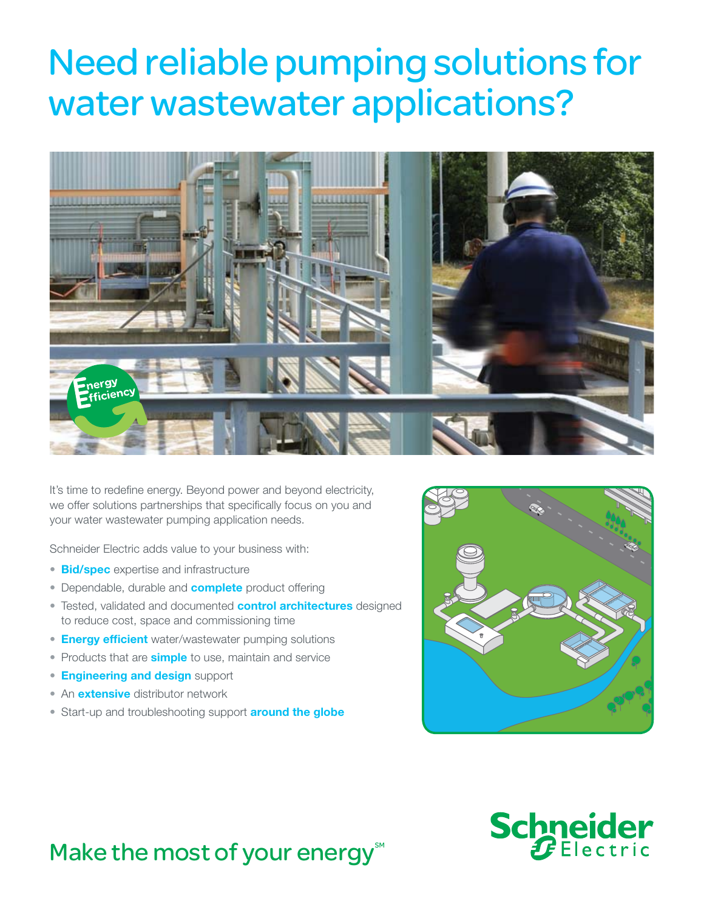# Need reliable pumping solutions for water wastewater applications?

It's time to redefine energy. Beyond power and beyond electricity, we offer solutions partnerships that specifically focus on you and your water wastewater pumping application needs.

Schneider Electric adds value to your business with:

- **Bid/spec** expertise and infrastructure
- Dependable, durable and **complete** product offering
- Tested, validated and documented **control architectures** designed to reduce cost, space and commissioning time
- **Energy efficient** water/wastewater pumping solutions
- Products that are **simple** to use, maintain and service
- **Engineering and design** support
- An **extensive** distributor network
- Start-up and troubleshooting support **around the globe**

Make the most of your energy℠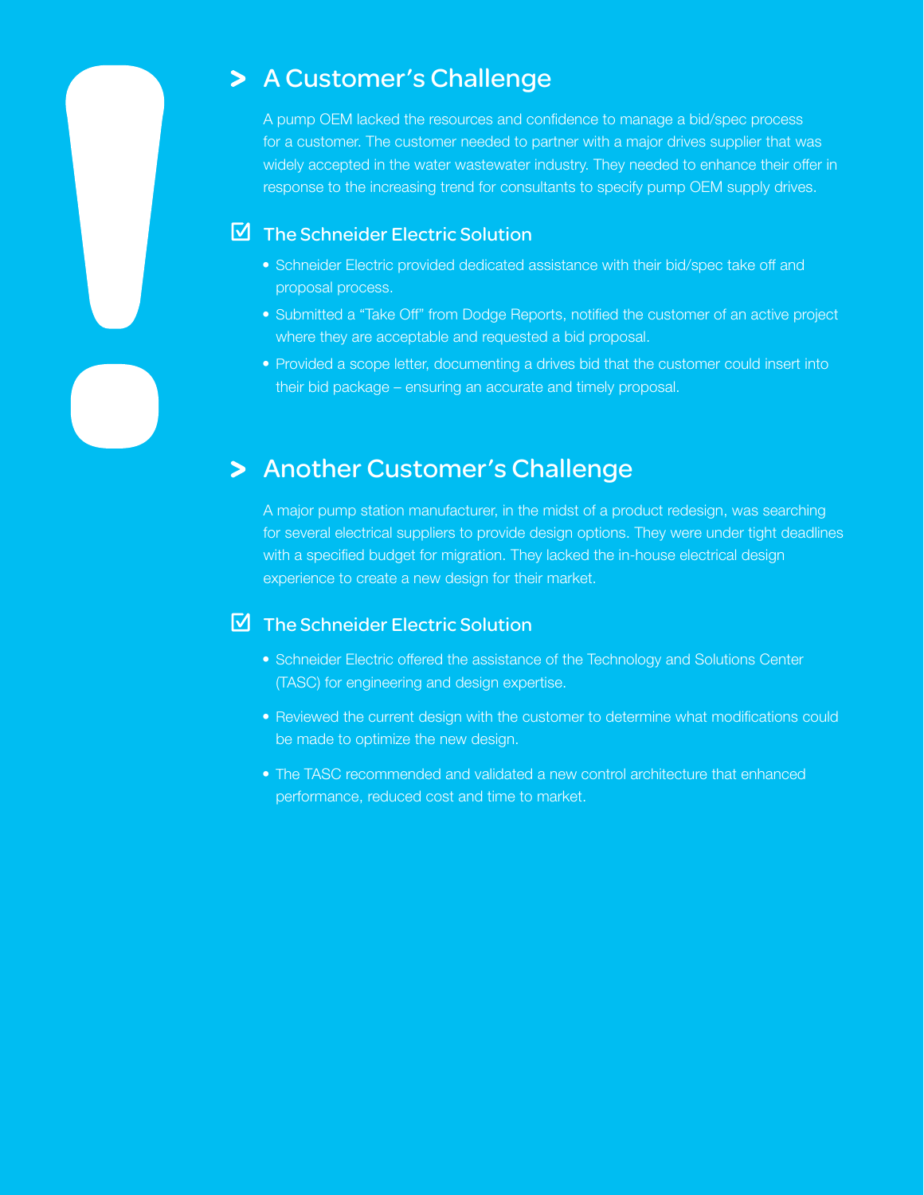## A Customer's Challenge

A pump OEM lacked the resources and confidence to manage a bid/spec process for a customer. The customer needed to partner with a major drives supplier that was widely accepted in the water wastewater industry. They needed to enhance their offer in response to the increasing trend for consultants to specify pump OEM supply drives.

### The Schneider Electric Solution

- Schneider Electric provided dedicated assistance with their bid/spec take off and proposal process.
- Submitted a "Take Off" from Dodge Reports, notified the customer of an active project where they are acceptable and requested a bid proposal.
- Provided a scope letter, documenting a drives bid that the customer could insert into their bid package – ensuring an accurate and timely proposal.

## Another Customer's Challenge

A major pump station manufacturer, in the midst of a product redesign, was searching for several electrical suppliers to provide design options. They were under tight deadlines with a specified budget for migration. They lacked the in-house electrical design experience to create a new design for their market.

### The Schneider Electric Solution

- Schneider Electric offered the assistance of the Technology and Solutions Center (TASC) for engineering and design expertise.
- Reviewed the current design with the customer to determine what modifications could be made to optimize the new design.
- The TASC recommended and validated a new control architecture that enhanced performance, reduced cost and time to market.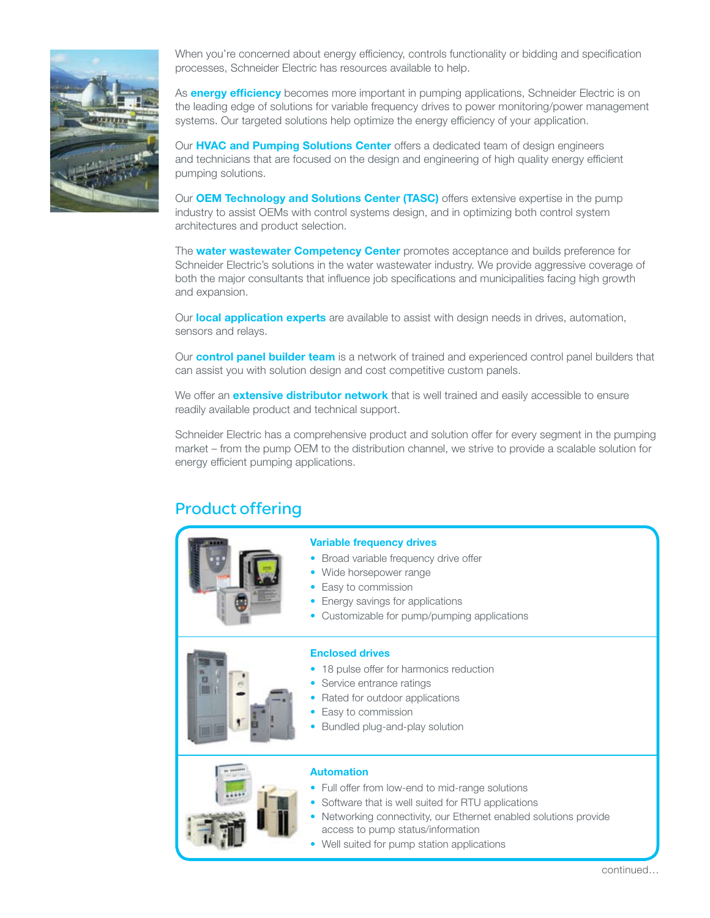When you're concerned about energy efficiency, controls functionality or bidding and specification processes, Schneider Electric has resources available to help.

As **energy efficiency** becomes more important in pumping applications, Schneider Electric is on the leading edge of solutions for variable frequency drives to power monitoring/power management systems. Our targeted solutions help optimize the energy efficiency of your application.

Our **HVAC and Pumping Solutions Center** offers a dedicated team of design engineers and technicians that are focused on the design and engineering of high quality energy efficient pumping solutions.

Our **OEM Technology and Solutions Center (TASC)** offers extensive expertise in the pump industry to assist OEMs with control systems design, and in optimizing both control system architectures and product selection.

The **water wastewater Competency Center** promotes acceptance and builds preference for Schneider Electric's solutions in the water wastewater industry. We provide aggressive coverage of both the major consultants that influence job specifications and municipalities facing high growth and expansion.

Our **local application experts** are available to assist with design needs in drives, automation, sensors and relays.

Our **control panel builder team** is a network of trained and experienced control panel builders that can assist you with solution design and cost competitive custom panels.

We offer an **extensive distributor network** that is well trained and easily accessible to ensure readily available product and technical support.

Schneider Electric has a comprehensive product and solution offer for every segment in the pumping market – from the pump OEM to the distribution channel, we strive to provide a scalable solution for energy efficient pumping applications.

## Product offering

### Variable frequency drives

- Broad variable frequency drive offer
- Wide horsepower range
- Easy to commission
- Energy savings for applications
- Customizable for pump/pumping applications

### Enclosed drives

- 18 pulse offer for harmonics reduction
- Service entrance ratings
- Rated for outdoor applications
- Easy to commission
- Bundled plug-and-play solution

### Automation

- Full offer from low-end to mid-range solutions
- Software that is well suited for RTU applications
- Networking connectivity, our Ethernet enabled solutions provide access to pump status/information
- Well suited for pump station applications

continued…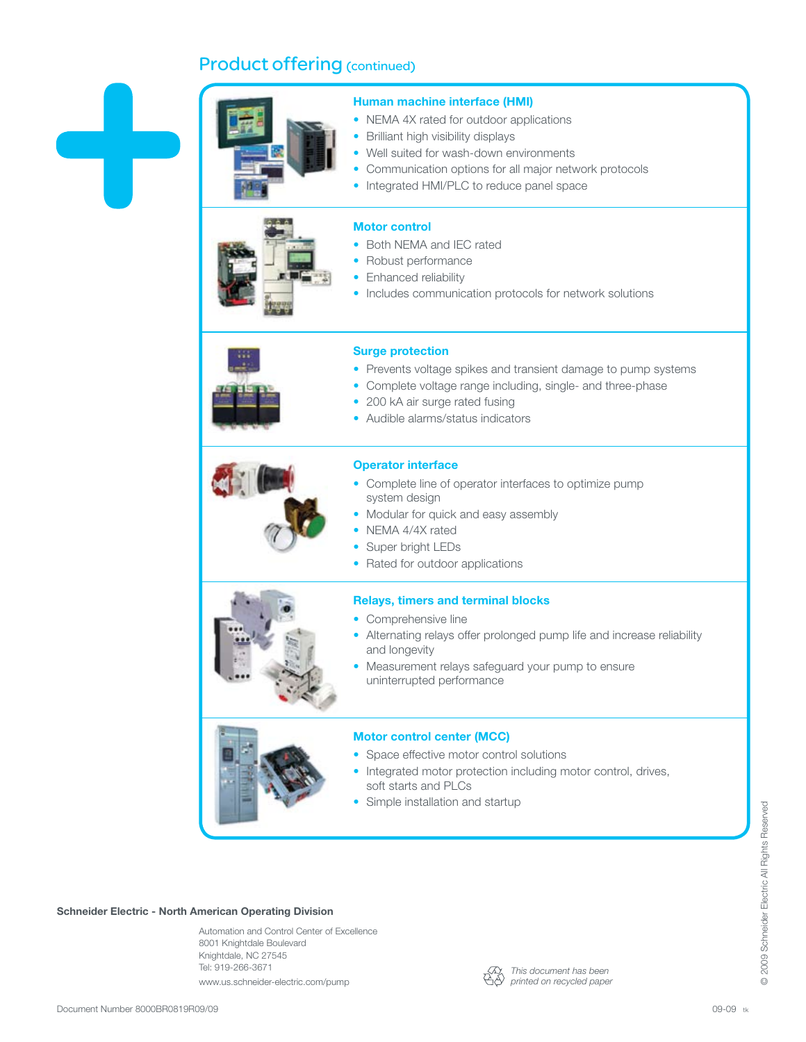## Product offering (continued)

### Human machine interface (HMI)

- NEMA 4X rated for outdoor applications
- Brilliant high visibility displays
- Well suited for wash-down environments
- Communication options for all major network protocols
- Integrated HMI/PLC to reduce panel space

### Motor control

- Both NEMA and IEC rated
- Robust performance
- Enhanced reliability
- Includes communication protocols for network solutions

### Surge protection

- Prevents voltage spikes and transient damage to pump systems
- Complete voltage range including, single- and three-phase
- 200 kA air surge rated fusing
- Audible alarms/status indicators

### Operator interface

- Complete line of operator interfaces to optimize pump system design
- Modular for quick and easy assembly
- NEMA 4/4X rated
- Super bright LEDs
- Rated for outdoor applications

### Relays, timers and terminal blocks

- Comprehensive line
- Alternating relays offer prolonged pump life and increase reliability and longevity
- Measurement relays safeguard your pump to ensure uninterrupted performance

### Motor control center (MCC)

- Space effective motor control solutions
- Integrated motor protection including motor control, drives, soft starts and PLCs
- Simple installation and startup

**Schneider Electric - North American Operating Division**

Automation and Control Center of Excellence
8001 Knightdale Boulevard
Knightdale, NC 27545
Tel: 919-266-3671
www.us.schneider-electric.com/pump

*This document has been printed on recycled paper*

© 2009 Schneider Electric All Rights Reserved

Document Number 8000BR0819R09/09

09-09 tk